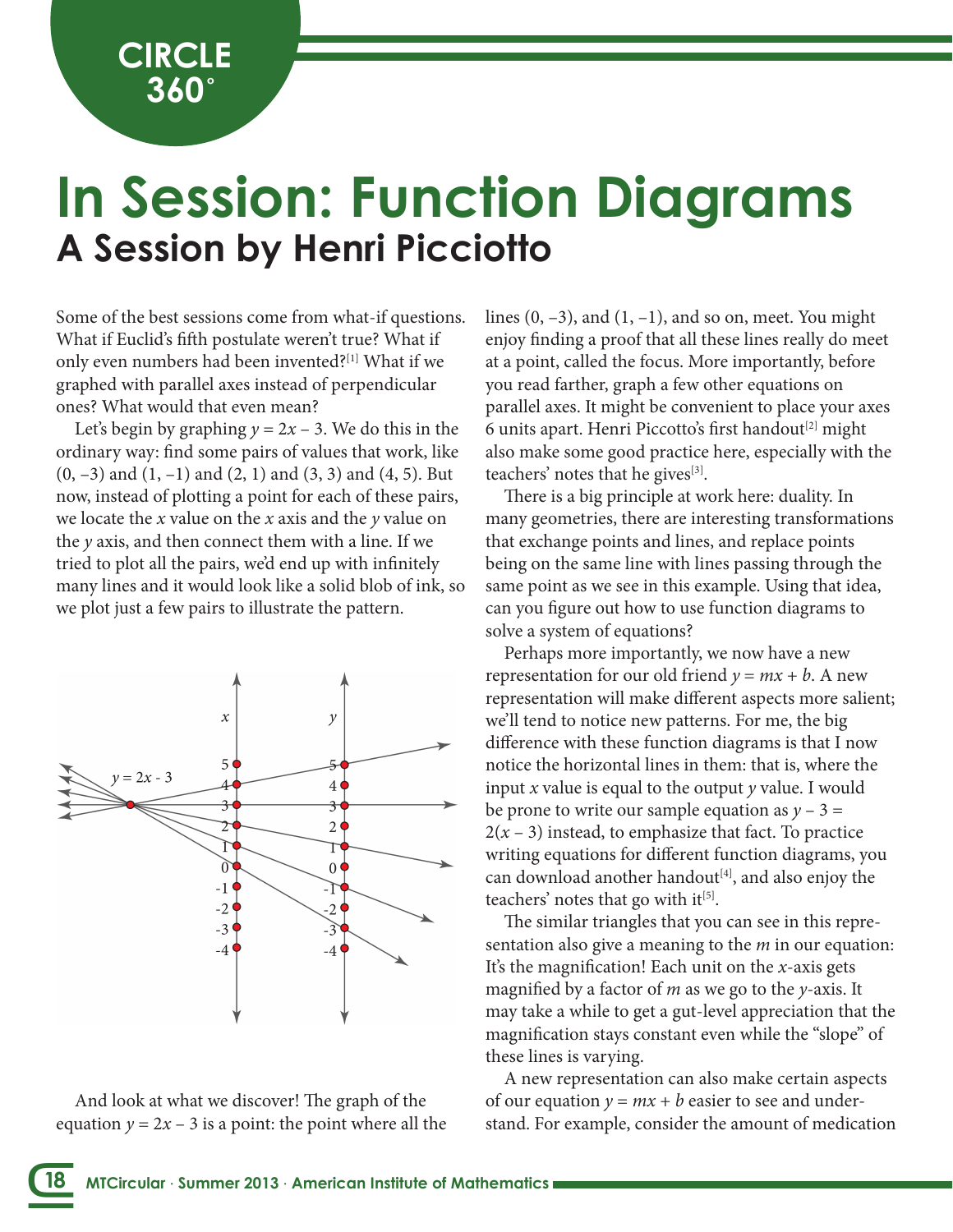# In Session: Function Diagrams

## A Session by Henri Picciotto

Some of the best sessions come from what-if questions. What if Euclid's fifth postulate weren't true? What if only even numbers had been invented?[1] What if we graphed with parallel axes instead of perpendicular ones? What would that even mean?

Let's begin by graphing $y = 2x - 3$. We do this in the ordinary way: find some pairs of values that work, like $(0, -3)$ and $(1, -1)$ and $(2, 1)$ and $(3, 3)$ and $(4, 5)$. But now, instead of plotting a point for each of these pairs, we locate the $x$ value on the $x$ axis and the $y$ value on the $y$ axis, and then connect them with a line. If we tried to plot all the pairs, we'd end up with infinitely many lines and it would look like a solid blob of ink, so we plot just a few pairs to illustrate the pattern.

And look at what we discover! The graph of the equation $y = 2x - 3$ is a point: the point where all the lines $(0, -3)$, and $(1, -1)$, and so on, meet. You might enjoy finding a proof that all these lines really do meet at a point, called the focus. More importantly, before you read farther, graph a few other equations on parallel axes. It might be convenient to place your axes 6 units apart. Henri Piccotto's first handout[2] might also make some good practice here, especially with the teachers' notes that he gives[3].

There is a big principle at work here: duality. In many geometries, there are interesting transformations that exchange points and lines, and replace points being on the same line with lines passing through the same point as we see in this example. Using that idea, can you figure out how to use function diagrams to solve a system of equations?

Perhaps more importantly, we now have a new representation for our old friend $y = mx + b$. A new representation will make different aspects more salient; we'll tend to notice new patterns. For me, the big difference with these function diagrams is that I now notice the horizontal lines in them: that is, where the input $x$ value is equal to the output $y$ value. I would be prone to write our sample equation as $y - 3 = 2(x - 3)$ instead, to emphasize that fact. To practice writing equations for different function diagrams, you can download another handout[4], and also enjoy the teachers' notes that go with it[5].

The similar triangles that you can see in this representation also give a meaning to the $m$ in our equation: It's the magnification! Each unit on the $x$-axis gets magnified by a factor of $m$ as we go to the $y$-axis. It may take a while to get a gut-level appreciation that the magnification stays constant even while the "slope" of these lines is varying.

A new representation can also make certain aspects of our equation $y = mx + b$ easier to see and understand. For example, consider the amount of medication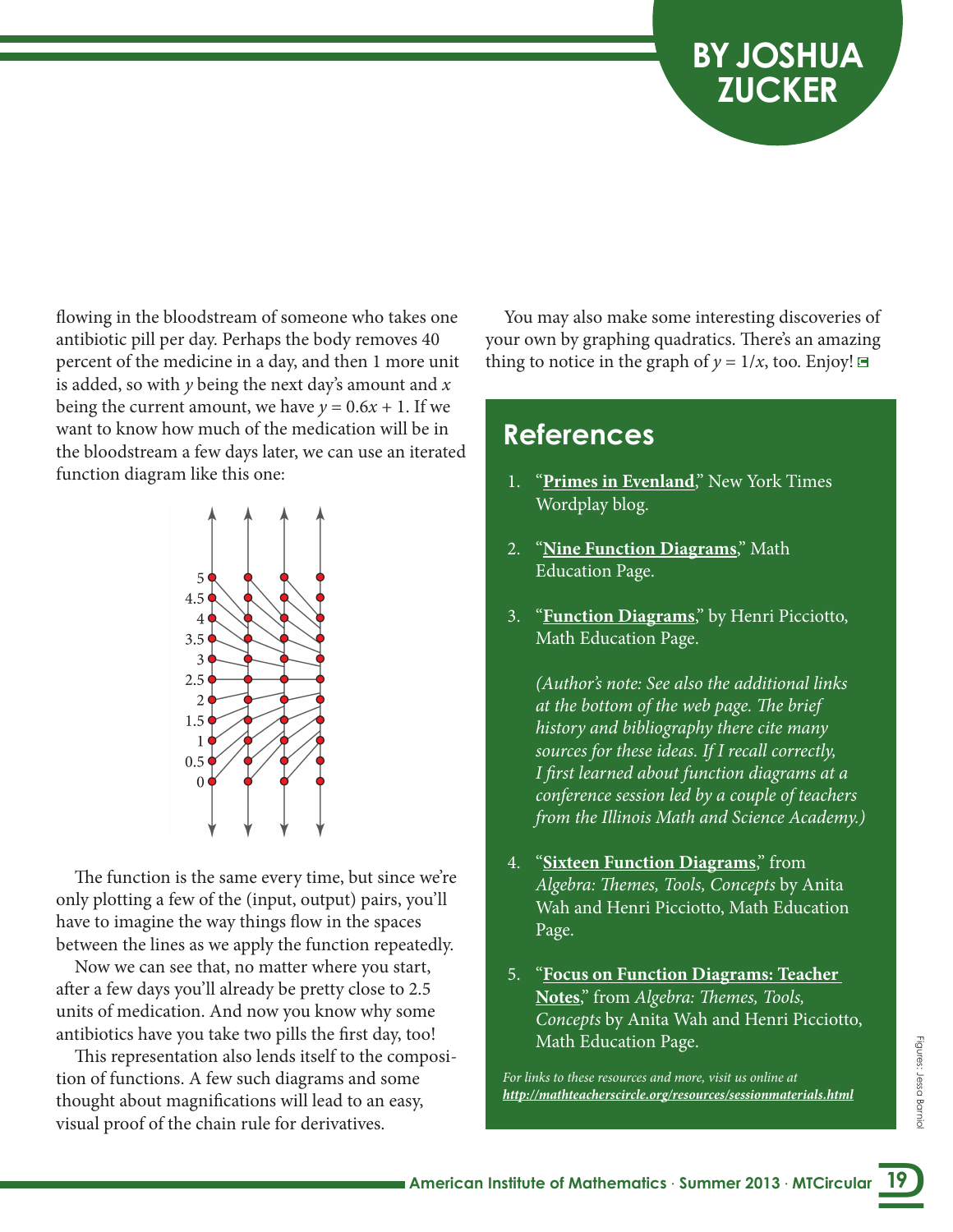flowing in the bloodstream of someone who takes one antibiotic pill per day. Perhaps the body removes 40 percent of the medicine in a day, and then 1 more unit is added, so with $y$ being the next day's amount and $x$ being the current amount, we have $y = 0.6x + 1$. If we want to know how much of the medication will be in the bloodstream a few days later, we can use an iterated function diagram like this one:

5
4.5
4
3.5
3
2.5
2
1.5
1
0.5
0

The function is the same every time, but since we're only plotting a few of the (input, output) pairs, you'll have to imagine the way things flow in the spaces between the lines as we apply the function repeatedly.

Now we can see that, no matter where you start, after a few days you'll already be pretty close to 2.5 units of medication. And now you know why some antibiotics have you take two pills the first day, too!

This representation also lends itself to the composition of functions. A few such diagrams and some thought about magnifications will lead to an easy, visual proof of the chain rule for derivatives.

You may also make some interesting discoveries of your own by graphing quadratics. There's an amazing thing to notice in the graph of $y = 1/x$, too. Enjoy!

## References

1. "**Primes in Evenland**," New York Times Wordplay blog.

2. "**Nine Function Diagrams**," Math Education Page.

3. "**Function Diagrams**," by Henri Picciotto, Math Education Page.

   *(Author's note: See also the additional links at the bottom of the web page. The brief history and bibliography there cite many sources for these ideas. If I recall correctly, I first learned about function diagrams at a conference session led by a couple of teachers from the Illinois Math and Science Academy.)*

4. "**Sixteen Function Diagrams**," from *Algebra: Themes, Tools, Concepts* by Anita Wah and Henri Picciotto, Math Education Page.

5. "**Focus on Function Diagrams: Teacher Notes**," from *Algebra: Themes, Tools, Concepts* by Anita Wah and Henri Picciotto, Math Education Page.

*For links to these resources and more, visit us online at* ***http://mathteacherscircle.org/resources/sessionmaterials.html***

Figures: Jessa Barniol